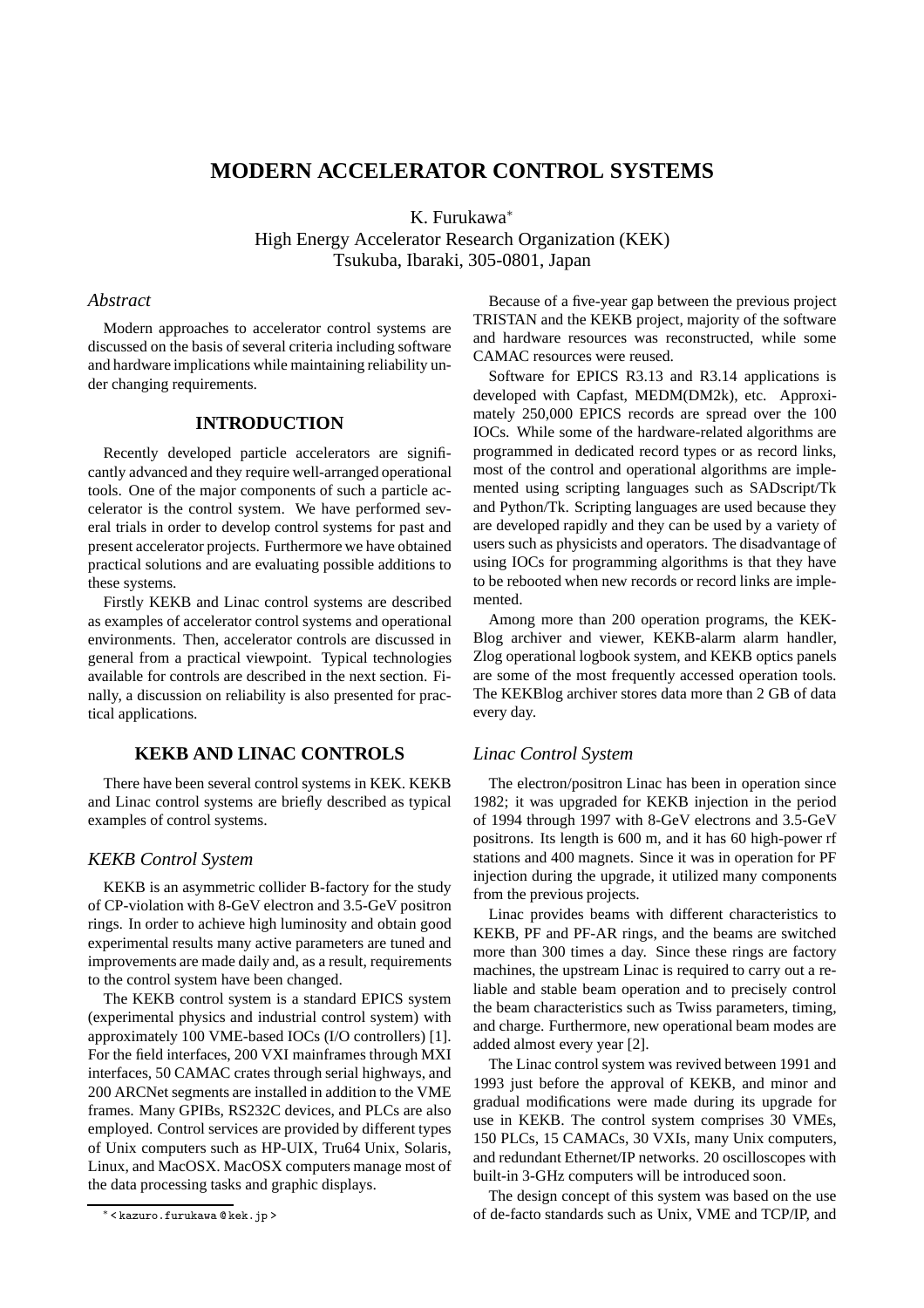# MODERN ACCELERATOR CONTROL SYSTEMS

K. Furukawa*
High Energy Accelerator Research Organization (KEK)
Tsukuba, Ibaraki, 305-0801, Japan

## *Abstract*

Modern approaches to accelerator control systems are discussed on the basis of several criteria including software and hardware implications while maintaining reliability under changing requirements.

## INTRODUCTION

Recently developed particle accelerators are significantly advanced and they require well-arranged operational tools. One of the major components of such a particle accelerator is the control system. We have performed several trials in order to develop control systems for past and present accelerator projects. Furthermore we have obtained practical solutions and are evaluating possible additions to these systems.

Firstly KEKB and Linac control systems are described as examples of accelerator control systems and operational environments. Then, accelerator controls are discussed in general from a practical viewpoint. Typical technologies available for controls are described in the next section. Finally, a discussion on reliability is also presented for practical applications.

## KEKB AND LINAC CONTROLS

There have been several control systems in KEK. KEKB and Linac control systems are briefly described as typical examples of control systems.

### *KEKB Control System*

KEKB is an asymmetric collider B-factory for the study of CP-violation with 8-GeV electron and 3.5-GeV positron rings. In order to achieve high luminosity and obtain good experimental results many active parameters are tuned and improvements are made daily and, as a result, requirements to the control system have been changed.

The KEKB control system is a standard EPICS system (experimental physics and industrial control system) with approximately 100 VME-based IOCs (I/O controllers) [1]. For the field interfaces, 200 VXI mainframes through MXI interfaces, 50 CAMAC crates through serial highways, and 200 ARCNet segments are installed in addition to the VME frames. Many GPIBs, RS232C devices, and PLCs are also employed. Control services are provided by different types of Unix computers such as HP-UIX, Tru64 Unix, Solaris, Linux, and MacOSX. MacOSX computers manage most of the data processing tasks and graphic displays.

Because of a five-year gap between the previous project TRISTAN and the KEKB project, majority of the software and hardware resources was reconstructed, while some CAMAC resources were reused.

Software for EPICS R3.13 and R3.14 applications is developed with Capfast, MEDM(DM2k), etc. Approximately 250,000 EPICS records are spread over the 100 IOCs. While some of the hardware-related algorithms are programmed in dedicated record types or as record links, most of the control and operational algorithms are implemented using scripting languages such as SADscript/Tk and Python/Tk. Scripting languages are used because they are developed rapidly and they can be used by a variety of users such as physicists and operators. The disadvantage of using IOCs for programming algorithms is that they have to be rebooted when new records or record links are implemented.

Among more than 200 operation programs, the KEKBlog archiver and viewer, KEKB-alarm alarm handler, Zlog operational logbook system, and KEKB optics panels are some of the most frequently accessed operation tools. The KEKBlog archiver stores data more than 2 GB of data every day.

### *Linac Control System*

The electron/positron Linac has been in operation since 1982; it was upgraded for KEKB injection in the period of 1994 through 1997 with 8-GeV electrons and 3.5-GeV positrons. Its length is 600 m, and it has 60 high-power rf stations and 400 magnets. Since it was in operation for PF injection during the upgrade, it utilized many components from the previous projects.

Linac provides beams with different characteristics to KEKB, PF and PF-AR rings, and the beams are switched more than 300 times a day. Since these rings are factory machines, the upstream Linac is required to carry out a reliable and stable beam operation and to precisely control the beam characteristics such as Twiss parameters, timing, and charge. Furthermore, new operational beam modes are added almost every year [2].

The Linac control system was revived between 1991 and 1993 just before the approval of KEKB, and minor and gradual modifications were made during its upgrade for use in KEKB. The control system comprises 30 VMEs, 150 PLCs, 15 CAMACs, 30 VXIs, many Unix computers, and redundant Ethernet/IP networks. 20 oscilloscopes with built-in 3-GHz computers will be introduced soon.

The design concept of this system was based on the use of de-facto standards such as Unix, VME and TCP/IP, and

* < kazuro.furukawa @ kek.jp >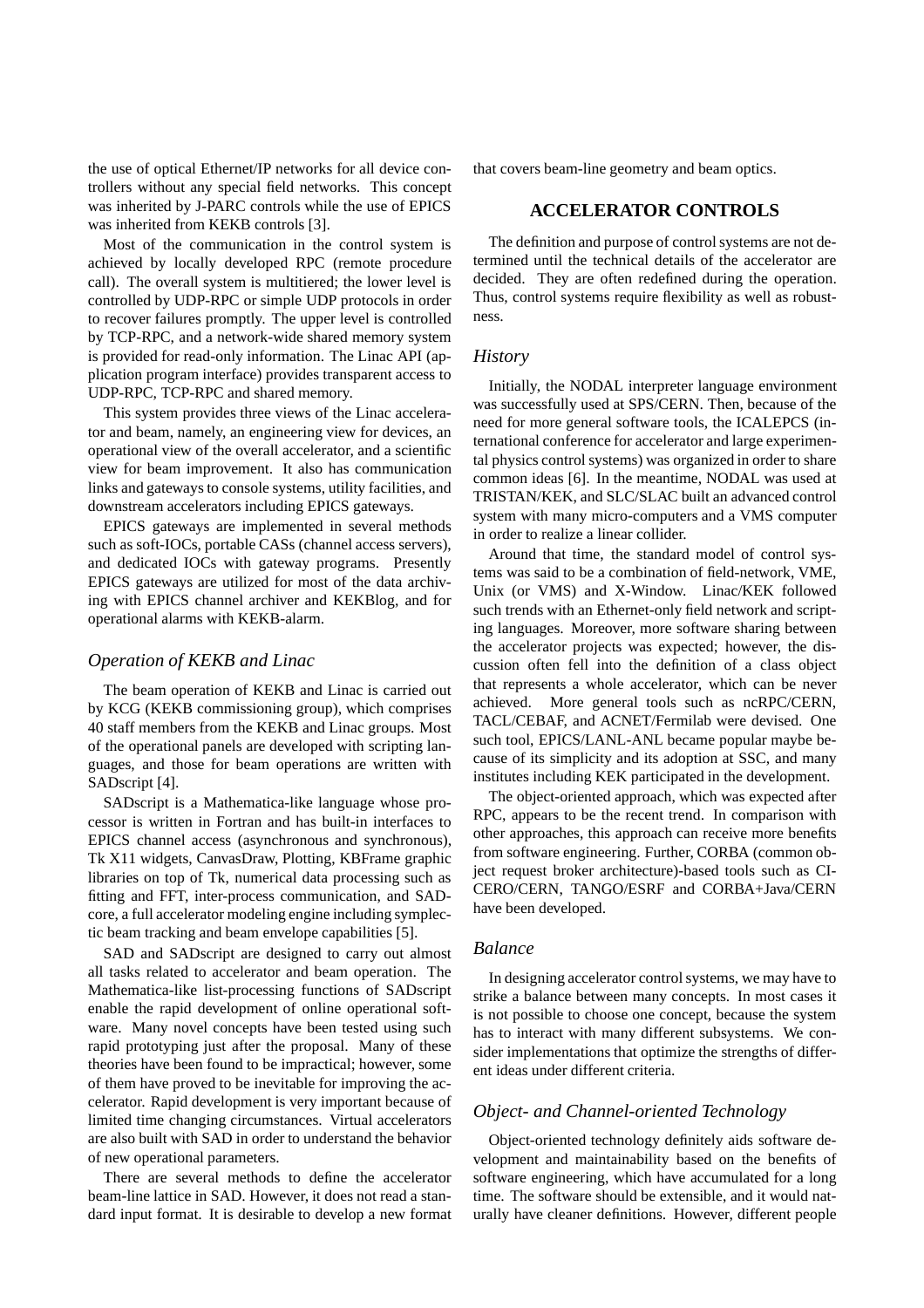the use of optical Ethernet/IP networks for all device controllers without any special field networks. This concept was inherited by J-PARC controls while the use of EPICS was inherited from KEKB controls [3].

Most of the communication in the control system is achieved by locally developed RPC (remote procedure call). The overall system is multitiered; the lower level is controlled by UDP-RPC or simple UDP protocols in order to recover failures promptly. The upper level is controlled by TCP-RPC, and a network-wide shared memory system is provided for read-only information. The Linac API (application program interface) provides transparent access to UDP-RPC, TCP-RPC and shared memory.

This system provides three views of the Linac accelerator and beam, namely, an engineering view for devices, an operational view of the overall accelerator, and a scientific view for beam improvement. It also has communication links and gateways to console systems, utility facilities, and downstream accelerators including EPICS gateways.

EPICS gateways are implemented in several methods such as soft-IOCs, portable CASs (channel access servers), and dedicated IOCs with gateway programs. Presently EPICS gateways are utilized for most of the data archiving with EPICS channel archiver and KEKBlog, and for operational alarms with KEKB-alarm.

### *Operation of KEKB and Linac*

The beam operation of KEKB and Linac is carried out by KCG (KEKB commissioning group), which comprises 40 staff members from the KEKB and Linac groups. Most of the operational panels are developed with scripting languages, and those for beam operations are written with SADscript [4].

SADscript is a Mathematica-like language whose processor is written in Fortran and has built-in interfaces to EPICS channel access (asynchronous and synchronous), Tk X11 widgets, CanvasDraw, Plotting, KBFrame graphic libraries on top of Tk, numerical data processing such as fitting and FFT, inter-process communication, and SADcore, a full accelerator modeling engine including symplectic beam tracking and beam envelope capabilities [5].

SAD and SADscript are designed to carry out almost all tasks related to accelerator and beam operation. The Mathematica-like list-processing functions of SADscript enable the rapid development of online operational software. Many novel concepts have been tested using such rapid prototyping just after the proposal. Many of these theories have been found to be impractical; however, some of them have proved to be inevitable for improving the accelerator. Rapid development is very important because of limited time changing circumstances. Virtual accelerators are also built with SAD in order to understand the behavior of new operational parameters.

There are several methods to define the accelerator beam-line lattice in SAD. However, it does not read a standard input format. It is desirable to develop a new format that covers beam-line geometry and beam optics.

## ACCELERATOR CONTROLS

The definition and purpose of control systems are not determined until the technical details of the accelerator are decided. They are often redefined during the operation. Thus, control systems require flexibility as well as robustness.

### *History*

Initially, the NODAL interpreter language environment was successfully used at SPS/CERN. Then, because of the need for more general software tools, the ICALEPCS (international conference for accelerator and large experimental physics control systems) was organized in order to share common ideas [6]. In the meantime, NODAL was used at TRISTAN/KEK, and SLC/SLAC built an advanced control system with many micro-computers and a VMS computer in order to realize a linear collider.

Around that time, the standard model of control systems was said to be a combination of field-network, VME, Unix (or VMS) and X-Window. Linac/KEK followed such trends with an Ethernet-only field network and scripting languages. Moreover, more software sharing between the accelerator projects was expected; however, the discussion often fell into the definition of a class object that represents a whole accelerator, which can be never achieved. More general tools such as ncRPC/CERN, TACL/CEBAF, and ACNET/Fermilab were devised. One such tool, EPICS/LANL-ANL became popular maybe because of its simplicity and its adoption at SSC, and many institutes including KEK participated in the development.

The object-oriented approach, which was expected after RPC, appears to be the recent trend. In comparison with other approaches, this approach can receive more benefits from software engineering. Further, CORBA (common object request broker architecture)-based tools such as CICERO/CERN, TANGO/ESRF and CORBA+Java/CERN have been developed.

### *Balance*

In designing accelerator control systems, we may have to strike a balance between many concepts. In most cases it is not possible to choose one concept, because the system has to interact with many different subsystems. We consider implementations that optimize the strengths of different ideas under different criteria.

### *Object- and Channel-oriented Technology*

Object-oriented technology definitely aids software development and maintainability based on the benefits of software engineering, which have accumulated for a long time. The software should be extensible, and it would naturally have cleaner definitions. However, different people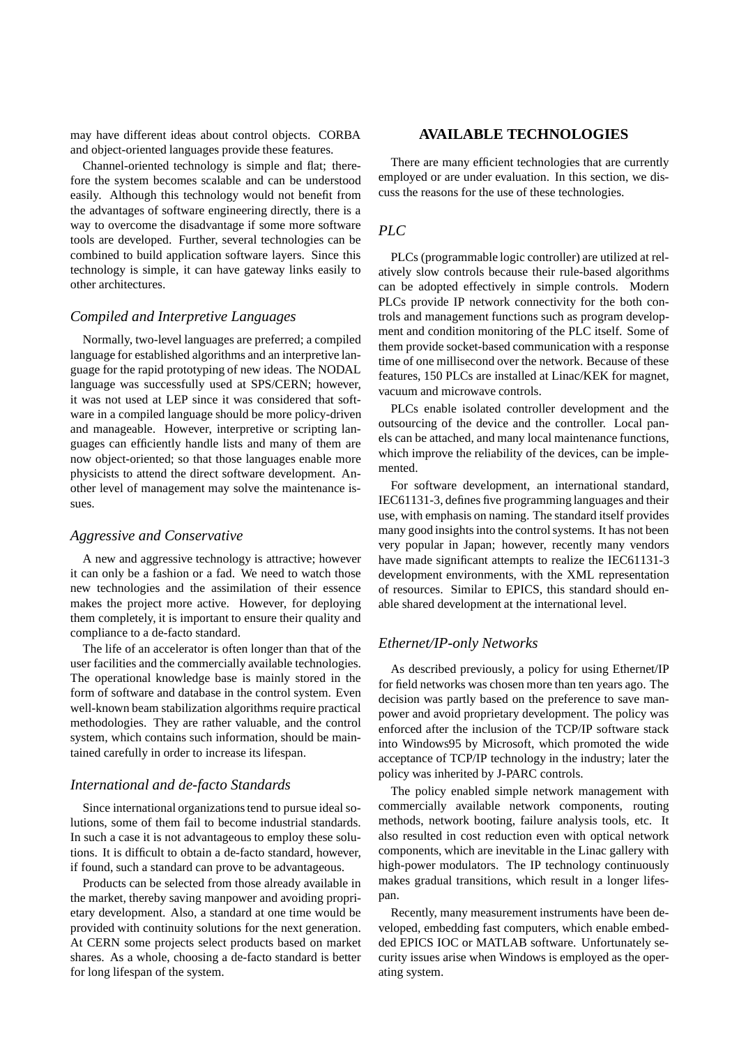may have different ideas about control objects. CORBA and object-oriented languages provide these features.

Channel-oriented technology is simple and flat; therefore the system becomes scalable and can be understood easily. Although this technology would not benefit from the advantages of software engineering directly, there is a way to overcome the disadvantage if some more software tools are developed. Further, several technologies can be combined to build application software layers. Since this technology is simple, it can have gateway links easily to other architectures.

### *Compiled and Interpretive Languages*

Normally, two-level languages are preferred; a compiled language for established algorithms and an interpretive language for the rapid prototyping of new ideas. The NODAL language was successfully used at SPS/CERN; however, it was not used at LEP since it was considered that software in a compiled language should be more policy-driven and manageable. However, interpretive or scripting languages can efficiently handle lists and many of them are now object-oriented; so that those languages enable more physicists to attend the direct software development. Another level of management may solve the maintenance issues.

### *Aggressive and Conservative*

A new and aggressive technology is attractive; however it can only be a fashion or a fad. We need to watch those new technologies and the assimilation of their essence makes the project more active. However, for deploying them completely, it is important to ensure their quality and compliance to a de-facto standard.

The life of an accelerator is often longer than that of the user facilities and the commercially available technologies. The operational knowledge base is mainly stored in the form of software and database in the control system. Even well-known beam stabilization algorithms require practical methodologies. They are rather valuable, and the control system, which contains such information, should be maintained carefully in order to increase its lifespan.

### *International and de-facto Standards*

Since international organizations tend to pursue ideal solutions, some of them fail to become industrial standards. In such a case it is not advantageous to employ these solutions. It is difficult to obtain a de-facto standard, however, if found, such a standard can prove to be advantageous.

Products can be selected from those already available in the market, thereby saving manpower and avoiding proprietary development. Also, a standard at one time would be provided with continuity solutions for the next generation. At CERN some projects select products based on market shares. As a whole, choosing a de-facto standard is better for long lifespan of the system.

## AVAILABLE TECHNOLOGIES

There are many efficient technologies that are currently employed or are under evaluation. In this section, we discuss the reasons for the use of these technologies.

### *PLC*

PLCs (programmable logic controller) are utilized at relatively slow controls because their rule-based algorithms can be adopted effectively in simple controls. Modern PLCs provide IP network connectivity for the both controls and management functions such as program development and condition monitoring of the PLC itself. Some of them provide socket-based communication with a response time of one millisecond over the network. Because of these features, 150 PLCs are installed at Linac/KEK for magnet, vacuum and microwave controls.

PLCs enable isolated controller development and the outsourcing of the device and the controller. Local panels can be attached, and many local maintenance functions, which improve the reliability of the devices, can be implemented.

For software development, an international standard, IEC61131-3, defines five programming languages and their use, with emphasis on naming. The standard itself provides many good insights into the control systems. It has not been very popular in Japan; however, recently many vendors have made significant attempts to realize the IEC61131-3 development environments, with the XML representation of resources. Similar to EPICS, this standard should enable shared development at the international level.

### *Ethernet/IP-only Networks*

As described previously, a policy for using Ethernet/IP for field networks was chosen more than ten years ago. The decision was partly based on the preference to save manpower and avoid proprietary development. The policy was enforced after the inclusion of the TCP/IP software stack into Windows95 by Microsoft, which promoted the wide acceptance of TCP/IP technology in the industry; later the policy was inherited by J-PARC controls.

The policy enabled simple network management with commercially available network components, routing methods, network booting, failure analysis tools, etc. It also resulted in cost reduction even with optical network components, which are inevitable in the Linac gallery with high-power modulators. The IP technology continuously makes gradual transitions, which result in a longer lifespan.

Recently, many measurement instruments have been developed, embedding fast computers, which enable embedded EPICS IOC or MATLAB software. Unfortunately security issues arise when Windows is employed as the operating system.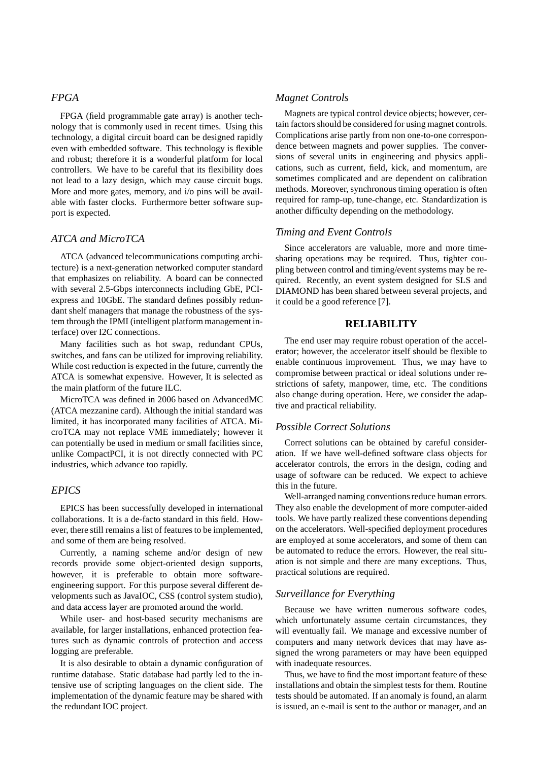### *FPGA*

FPGA (field programmable gate array) is another technology that is commonly used in recent times. Using this technology, a digital circuit board can be designed rapidly even with embedded software. This technology is flexible and robust; therefore it is a wonderful platform for local controllers. We have to be careful that its flexibility does not lead to a lazy design, which may cause circuit bugs. More and more gates, memory, and i/o pins will be available with faster clocks. Furthermore better software support is expected.

### *ATCA and MicroTCA*

ATCA (advanced telecommunications computing architecture) is a next-generation networked computer standard that emphasizes on reliability. A board can be connected with several 2.5-Gbps interconnects including GbE, PCI-express and 10GbE. The standard defines possibly redundant shelf managers that manage the robustness of the system through the IPMI (intelligent platform management interface) over I2C connections.

Many facilities such as hot swap, redundant CPUs, switches, and fans can be utilized for improving reliability. While cost reduction is expected in the future, currently the ATCA is somewhat expensive. However, It is selected as the main platform of the future ILC.

MicroTCA was defined in 2006 based on AdvancedMC (ATCA mezzanine card). Although the initial standard was limited, it has incorporated many facilities of ATCA. MicroTCA may not replace VME immediately; however it can potentially be used in medium or small facilities since, unlike CompactPCI, it is not directly connected with PC industries, which advance too rapidly.

### *EPICS*

EPICS has been successfully developed in international collaborations. It is a de-facto standard in this field. However, there still remains a list of features to be implemented, and some of them are being resolved.

Currently, a naming scheme and/or design of new records provide some object-oriented design supports, however, it is preferable to obtain more software-engineering support. For this purpose several different developments such as JavaIOC, CSS (control system studio), and data access layer are promoted around the world.

While user- and host-based security mechanisms are available, for larger installations, enhanced protection features such as dynamic controls of protection and access logging are preferable.

It is also desirable to obtain a dynamic configuration of runtime database. Static database had partly led to the intensive use of scripting languages on the client side. The implementation of the dynamic feature may be shared with the redundant IOC project.

### *Magnet Controls*

Magnets are typical control device objects; however, certain factors should be considered for using magnet controls. Complications arise partly from non one-to-one correspondence between magnets and power supplies. The conversions of several units in engineering and physics applications, such as current, field, kick, and momentum, are sometimes complicated and are dependent on calibration methods. Moreover, synchronous timing operation is often required for ramp-up, tune-change, etc. Standardization is another difficulty depending on the methodology.

### *Timing and Event Controls*

Since accelerators are valuable, more and more time-sharing operations may be required. Thus, tighter coupling between control and timing/event systems may be required. Recently, an event system designed for SLS and DIAMOND has been shared between several projects, and it could be a good reference [7].

## RELIABILITY

The end user may require robust operation of the accelerator; however, the accelerator itself should be flexible to enable continuous improvement. Thus, we may have to compromise between practical or ideal solutions under restrictions of safety, manpower, time, etc. The conditions also change during operation. Here, we consider the adaptive and practical reliability.

### *Possible Correct Solutions*

Correct solutions can be obtained by careful consideration. If we have well-defined software class objects for accelerator controls, the errors in the design, coding and usage of software can be reduced. We expect to achieve this in the future.

Well-arranged naming conventions reduce human errors. They also enable the development of more computer-aided tools. We have partly realized these conventions depending on the accelerators. Well-specified deployment procedures are employed at some accelerators, and some of them can be automated to reduce the errors. However, the real situation is not simple and there are many exceptions. Thus, practical solutions are required.

### *Surveillance for Everything*

Because we have written numerous software codes, which unfortunately assume certain circumstances, they will eventually fail. We manage and excessive number of computers and many network devices that may have assigned the wrong parameters or may have been equipped with inadequate resources.

Thus, we have to find the most important feature of these installations and obtain the simplest tests for them. Routine tests should be automated. If an anomaly is found, an alarm is issued, an e-mail is sent to the author or manager, and an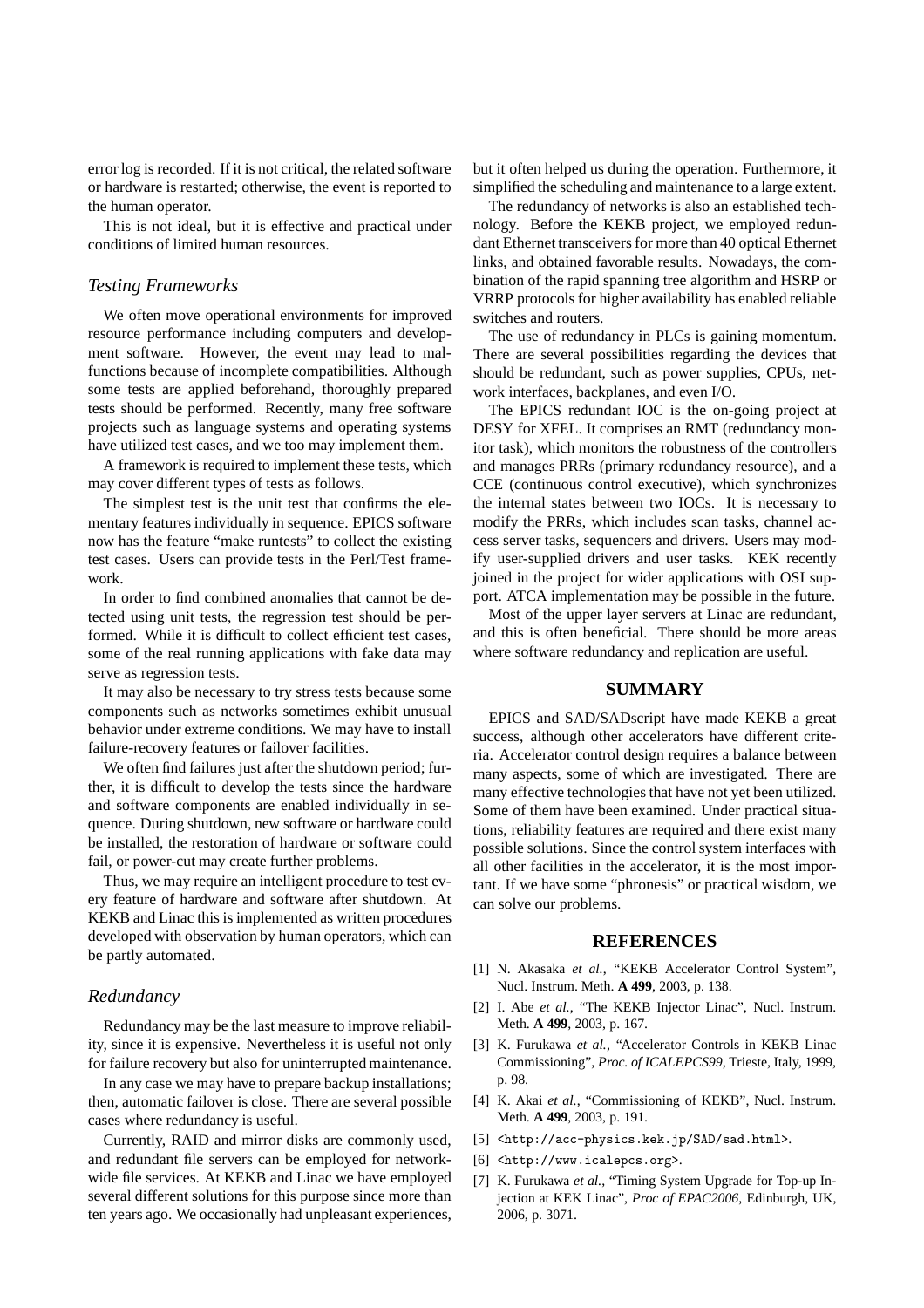error log is recorded. If it is not critical, the related software or hardware is restarted; otherwise, the event is reported to the human operator.

This is not ideal, but it is effective and practical under conditions of limited human resources.

### *Testing Frameworks*

We often move operational environments for improved resource performance including computers and development software. However, the event may lead to malfunctions because of incomplete compatibilities. Although some tests are applied beforehand, thoroughly prepared tests should be performed. Recently, many free software projects such as language systems and operating systems have utilized test cases, and we too may implement them.

A framework is required to implement these tests, which may cover different types of tests as follows.

The simplest test is the unit test that confirms the elementary features individually in sequence. EPICS software now has the feature "make runtests" to collect the existing test cases. Users can provide tests in the Perl/Test framework.

In order to find combined anomalies that cannot be detected using unit tests, the regression test should be performed. While it is difficult to collect efficient test cases, some of the real running applications with fake data may serve as regression tests.

It may also be necessary to try stress tests because some components such as networks sometimes exhibit unusual behavior under extreme conditions. We may have to install failure-recovery features or failover facilities.

We often find failures just after the shutdown period; further, it is difficult to develop the tests since the hardware and software components are enabled individually in sequence. During shutdown, new software or hardware could be installed, the restoration of hardware or software could fail, or power-cut may create further problems.

Thus, we may require an intelligent procedure to test every feature of hardware and software after shutdown. At KEKB and Linac this is implemented as written procedures developed with observation by human operators, which can be partly automated.

### *Redundancy*

Redundancy may be the last measure to improve reliability, since it is expensive. Nevertheless it is useful not only for failure recovery but also for uninterrupted maintenance.

In any case we may have to prepare backup installations; then, automatic failover is close. There are several possible cases where redundancy is useful.

Currently, RAID and mirror disks are commonly used, and redundant file servers can be employed for network-wide file services. At KEKB and Linac we have employed several different solutions for this purpose since more than ten years ago. We occasionally had unpleasant experiences, but it often helped us during the operation. Furthermore, it simplified the scheduling and maintenance to a large extent.

The redundancy of networks is also an established technology. Before the KEKB project, we employed redundant Ethernet transceivers for more than 40 optical Ethernet links, and obtained favorable results. Nowadays, the combination of the rapid spanning tree algorithm and HSRP or VRRP protocols for higher availability has enabled reliable switches and routers.

The use of redundancy in PLCs is gaining momentum. There are several possibilities regarding the devices that should be redundant, such as power supplies, CPUs, network interfaces, backplanes, and even I/O.

The EPICS redundant IOC is the on-going project at DESY for XFEL. It comprises an RMT (redundancy monitor task), which monitors the robustness of the controllers and manages PRRs (primary redundancy resource), and a CCE (continuous control executive), which synchronizes the internal states between two IOCs. It is necessary to modify the PRRs, which includes scan tasks, channel access server tasks, sequencers and drivers. Users may modify user-supplied drivers and user tasks. KEK recently joined in the project for wider applications with OSI support. ATCA implementation may be possible in the future.

Most of the upper layer servers at Linac are redundant, and this is often beneficial. There should be more areas where software redundancy and replication are useful.

## SUMMARY

EPICS and SAD/SADscript have made KEKB a great success, although other accelerators have different criteria. Accelerator control design requires a balance between many aspects, some of which are investigated. There are many effective technologies that have not yet been utilized. Some of them have been examined. Under practical situations, reliability features are required and there exist many possible solutions. Since the control system interfaces with all other facilities in the accelerator, it is the most important. If we have some "phronesis" or practical wisdom, we can solve our problems.

## REFERENCES

[1] N. Akasaka *et al.*, "KEKB Accelerator Control System", Nucl. Instrum. Meth. **A 499**, 2003, p. 138.

[2] I. Abe *et al.*, "The KEKB Injector Linac", Nucl. Instrum. Meth. **A 499**, 2003, p. 167.

[3] K. Furukawa *et al.*, "Accelerator Controls in KEKB Linac Commissioning", *Proc. of ICALEPCS99*, Trieste, Italy, 1999, p. 98.

[4] K. Akai *et al.*, "Commissioning of KEKB", Nucl. Instrum. Meth. **A 499**, 2003, p. 191.

[5] <http://acc-physics.kek.jp/SAD/sad.html>.

[6] <http://www.icalepcs.org>.

[7] K. Furukawa *et al.*, "Timing System Upgrade for Top-up Injection at KEK Linac", *Proc of EPAC2006*, Edinburgh, UK, 2006, p. 3071.